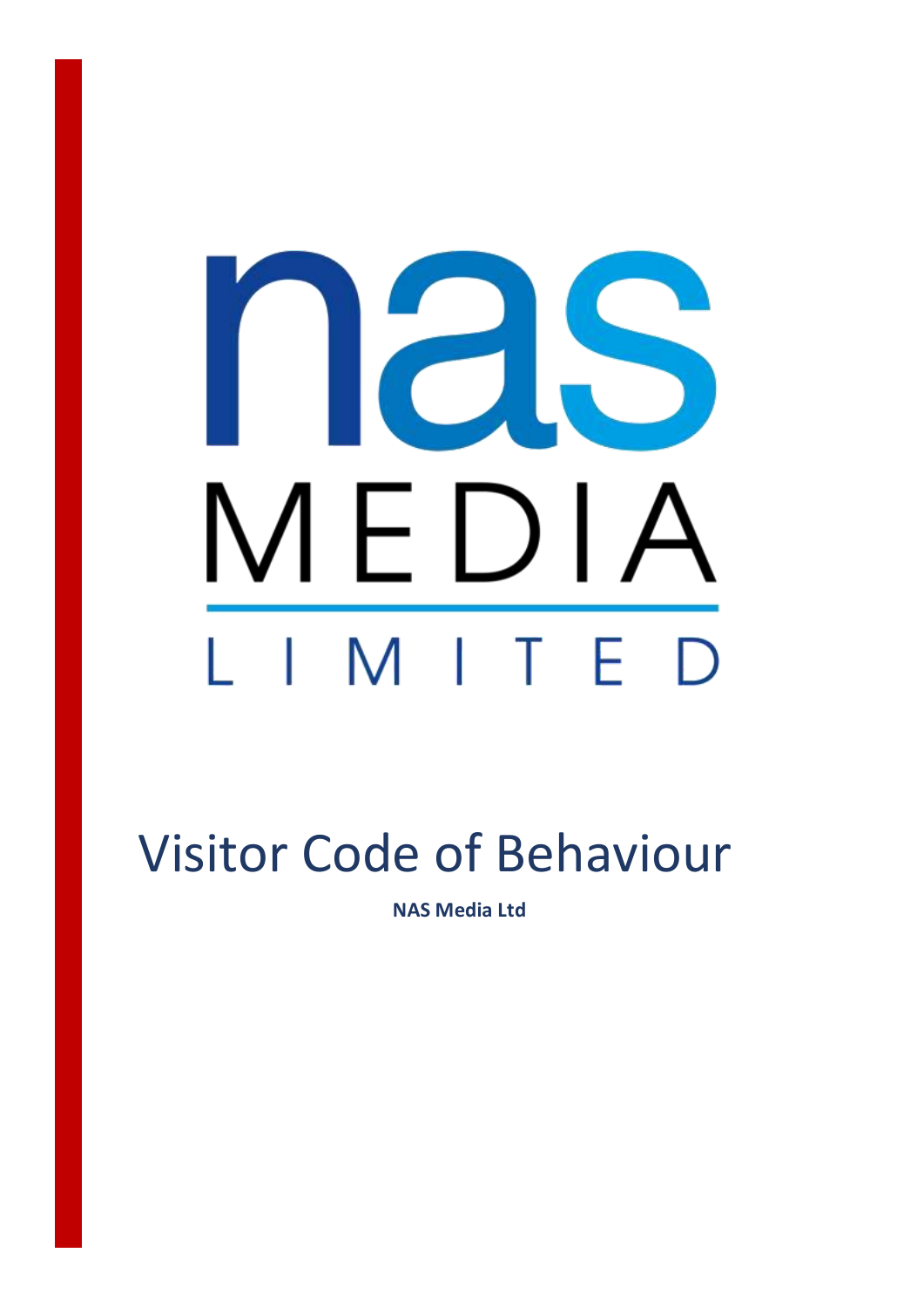nas

MEDIA

LIMITED

# Visitor Code of Behaviour

**NAS Media Ltd**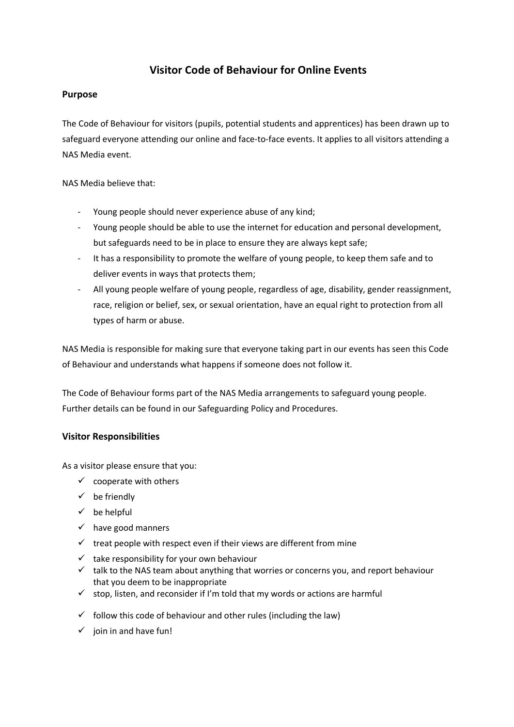# Visitor Code of Behaviour for Online Events

## Purpose

The Code of Behaviour for visitors (pupils, potential students and apprentices) has been drawn up to safeguard everyone attending our online and face-to-face events. It applies to all visitors attending a NAS Media event.

NAS Media believe that:

- Young people should never experience abuse of any kind;
- Young people should be able to use the internet for education and personal development, but safeguards need to be in place to ensure they are always kept safe;
- It has a responsibility to promote the welfare of young people, to keep them safe and to deliver events in ways that protects them;
- All young people welfare of young people, regardless of age, disability, gender reassignment, race, religion or belief, sex, or sexual orientation, have an equal right to protection from all types of harm or abuse.

NAS Media is responsible for making sure that everyone taking part in our events has seen this Code of Behaviour and understands what happens if someone does not follow it.

The Code of Behaviour forms part of the NAS Media arrangements to safeguard young people. Further details can be found in our Safeguarding Policy and Procedures.

## Visitor Responsibilities

As a visitor please ensure that you:

- ✓ cooperate with others
- ✓ be friendly
- ✓ be helpful
- ✓ have good manners
- ✓ treat people with respect even if their views are different from mine
- ✓ take responsibility for your own behaviour
- ✓ talk to the NAS team about anything that worries or concerns you, and report behaviour that you deem to be inappropriate
- ✓ stop, listen, and reconsider if I'm told that my words or actions are harmful
- ✓ follow this code of behaviour and other rules (including the law)
- ✓ join in and have fun!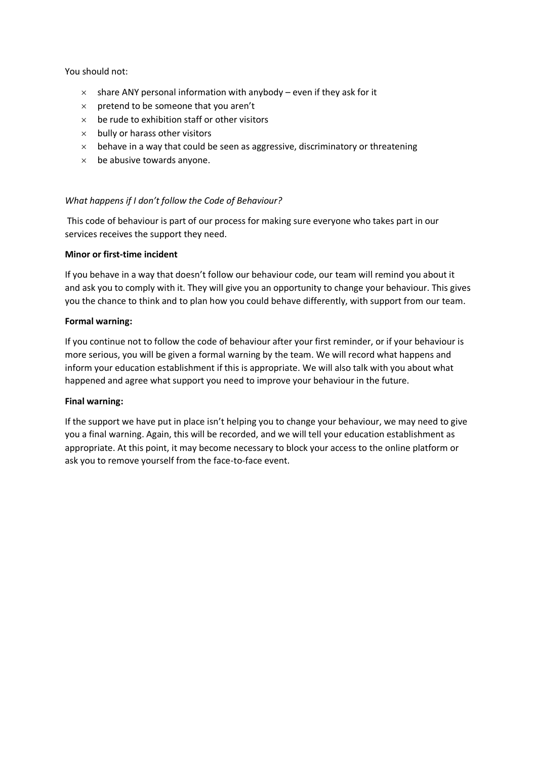You should not:

- × share ANY personal information with anybody – even if they ask for it
- × pretend to be someone that you aren't
- × be rude to exhibition staff or other visitors
- × bully or harass other visitors
- × behave in a way that could be seen as aggressive, discriminatory or threatening
- × be abusive towards anyone.

*What happens if I don't follow the Code of Behaviour?*

This code of behaviour is part of our process for making sure everyone who takes part in our services receives the support they need.

**Minor or first-time incident**

If you behave in a way that doesn't follow our behaviour code, our team will remind you about it and ask you to comply with it. They will give you an opportunity to change your behaviour. This gives you the chance to think and to plan how you could behave differently, with support from our team.

**Formal warning:**

If you continue not to follow the code of behaviour after your first reminder, or if your behaviour is more serious, you will be given a formal warning by the team. We will record what happens and inform your education establishment if this is appropriate. We will also talk with you about what happened and agree what support you need to improve your behaviour in the future.

**Final warning:**

If the support we have put in place isn't helping you to change your behaviour, we may need to give you a final warning. Again, this will be recorded, and we will tell your education establishment as appropriate. At this point, it may become necessary to block your access to the online platform or ask you to remove yourself from the face-to-face event.